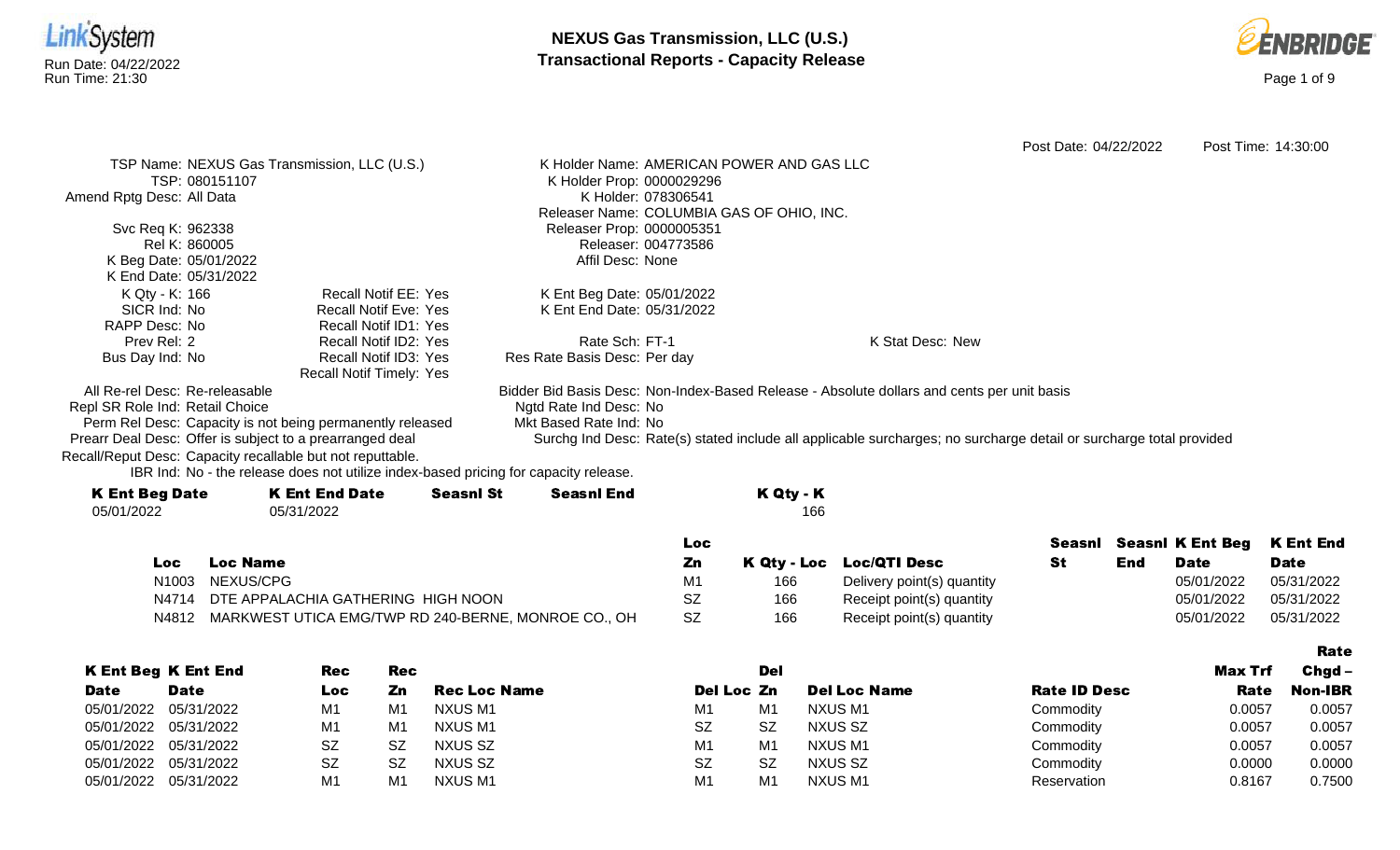# NEXUS Gas Transmission, LLC (U.S.)
## Transactional Reports - Capacity Release

Run Date: 04/22/2022
Run Time: 21:30

Post Date: 04/22/2022 Post Time: 14:30:00

TSP Name: NEXUS Gas Transmission, LLC (U.S.)
TSP: 080151107
Amend Rptg Desc: All Data

Svc Req K: 962338
Rel K: 860005
K Beg Date: 05/01/2022
K End Date: 05/31/2022
K Qty - K: 166
SICR Ind: No
RAPP Desc: No
Prev Rel: 2
Bus Day Ind: No

Recall Notif EE: Yes
Recall Notif Eve: Yes
Recall Notif ID1: Yes
Recall Notif ID2: Yes
Recall Notif ID3: Yes
Recall Notif Timely: Yes

K Holder Name: AMERICAN POWER AND GAS LLC
K Holder Prop: 0000029296
K Holder: 078306541
Releaser Name: COLUMBIA GAS OF OHIO, INC.
Releaser Prop: 0000005351
Releaser: 004773586
Affil Desc: None

K Ent Beg Date: 05/01/2022
K Ent End Date: 05/31/2022

Rate Sch: FT-1
Res Rate Basis Desc: Per day

K Stat Desc: New

All Re-rel Desc: Re-releasable
Repl SR Role Ind: Retail Choice
Perm Rel Desc: Capacity is not being permanently released
Prearr Deal Desc: Offer is subject to a prearranged deal
Recall/Reput Desc: Capacity recallable but not reputtable.
IBR Ind: No - the release does not utilize index-based pricing for capacity release.

Bidder Bid Basis Desc: Non-Index-Based Release - Absolute dollars and cents per unit basis
Ngtd Rate Ind Desc: No
Mkt Based Rate Ind: No
Surchg Ind Desc: Rate(s) stated include all applicable surcharges; no surcharge detail or surcharge total provided

| K Ent Beg Date | K Ent End Date | Seasnl St | Seasnl End | K Qty - K |
|---|---|---|---|---|
| 05/01/2022 | 05/31/2022 | | | 166 |

| Loc | Loc Name | Loc Zn | K Qty - Loc | Loc/QTI Desc | Seasnl St | Seasnl End | K Ent Beg Date | K Ent End Date |
|---|---|---|---|---|---|---|---|---|
| N1003 | NEXUS/CPG | M1 | 166 | Delivery point(s) quantity | | | 05/01/2022 | 05/31/2022 |
| N4714 | DTE APPALACHIA GATHERING HIGH NOON | SZ | 166 | Receipt point(s) quantity | | | 05/01/2022 | 05/31/2022 |
| N4812 | MARKWEST UTICA EMG/TWP RD 240-BERNE, MONROE CO., OH | SZ | 166 | Receipt point(s) quantity | | | 05/01/2022 | 05/31/2022 |

| K Ent Beg Date | K Ent End Date | Rec Loc | Rec Zn | Rec Loc Name | Del Loc | Del Zn | Del Loc Name | Rate ID Desc | Max Trf Rate | Rate Chgd – Non-IBR |
|---|---|---|---|---|---|---|---|---|---|---|
| 05/01/2022 | 05/31/2022 | M1 | M1 | NXUS M1 | M1 | M1 | NXUS M1 | Commodity | 0.0057 | 0.0057 |
| 05/01/2022 | 05/31/2022 | M1 | M1 | NXUS M1 | SZ | SZ | NXUS SZ | Commodity | 0.0057 | 0.0057 |
| 05/01/2022 | 05/31/2022 | SZ | SZ | NXUS SZ | M1 | M1 | NXUS M1 | Commodity | 0.0057 | 0.0057 |
| 05/01/2022 | 05/31/2022 | SZ | SZ | NXUS SZ | SZ | SZ | NXUS SZ | Commodity | 0.0000 | 0.0000 |
| 05/01/2022 | 05/31/2022 | M1 | M1 | NXUS M1 | M1 | M1 | NXUS M1 | Reservation | 0.8167 | 0.7500 |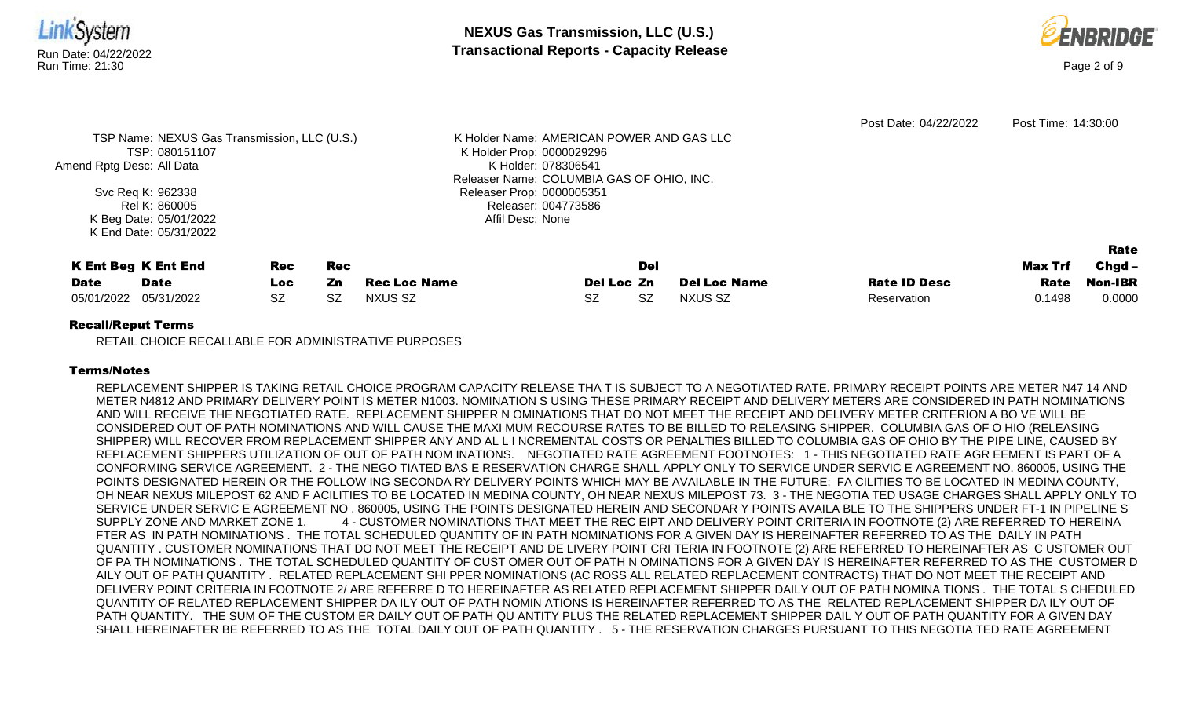Post Date: 04/22/2022 Post Time: 14:30:00

TSP Name: NEXUS Gas Transmission, LLC (U.S.)
TSP: 080151107
Amend Rptg Desc: All Data

Svc Req K: 962338
Rel K: 860005
K Beg Date: 05/01/2022
K End Date: 05/31/2022

K Holder Name: AMERICAN POWER AND GAS LLC
K Holder Prop: 0000029296
K Holder: 078306541
Releaser Name: COLUMBIA GAS OF OHIO, INC.
Releaser Prop: 0000005351
Releaser: 004773586
Affil Desc: None

| K Ent Beg Date | K Ent End Date | Rec Loc | Rec Zn | Rec Loc Name | Del Loc | Del Zn | Del Loc Name | Rate ID Desc | Max Trf Rate | Rate Chgd – Non-IBR |
|---|---|---|---|---|---|---|---|---|---|---|
| 05/01/2022 | 05/31/2022 | SZ | SZ | NXUS SZ | SZ | SZ | NXUS SZ | Reservation | 0.1498 | 0.0000 |

### Recall/Reput Terms

RETAIL CHOICE RECALLABLE FOR ADMINISTRATIVE PURPOSES

### Terms/Notes

REPLACEMENT SHIPPER IS TAKING RETAIL CHOICE PROGRAM CAPACITY RELEASE THA T IS SUBJECT TO A NEGOTIATED RATE. PRIMARY RECEIPT POINTS ARE METER N47 14 AND METER N4812 AND PRIMARY DELIVERY POINT IS METER N1003. NOMINATION S USING THESE PRIMARY RECEIPT AND DELIVERY METERS ARE CONSIDERED IN PATH NOMINATIONS AND WILL RECEIVE THE NEGOTIATED RATE. REPLACEMENT SHIPPER N OMINATIONS THAT DO NOT MEET THE RECEIPT AND DELIVERY METER CRITERION A BO VE WILL BE CONSIDERED OUT OF PATH NOMINATIONS AND WILL CAUSE THE MAXI MUM RECOURSE RATES TO BE BILLED TO RELEASING SHIPPER. COLUMBIA GAS OF O HIO (RELEASING SHIPPER) WILL RECOVER FROM REPLACEMENT SHIPPER ANY AND AL L INCREMENTAL COSTS OR PENALTIES BILLED TO COLUMBIA GAS OF OHIO BY THE PIPE LINE, CAUSED BY REPLACEMENT SHIPPERS UTILIZATION OF OUT OF PATH NOM INATIONS. NEGOTIATED RATE AGREEMENT FOOTNOTES: 1 - THIS NEGOTIATED RATE AGR EEMENT IS PART OF A CONFORMING SERVICE AGREEMENT. 2 - THE NEGO TIATED BAS E RESERVATION CHARGE SHALL APPLY ONLY TO SERVICE UNDER SERVIC E AGREEMENT NO. 860005, USING THE POINTS DESIGNATED HEREIN OR THE FOLLOW ING SECONDA RY DELIVERY POINTS WHICH MAY BE AVAILABLE IN THE FUTURE: FA CILITIES TO BE LOCATED IN MEDINA COUNTY, OH NEAR NEXUS MILEPOST 62 AND F ACILITIES TO BE LOCATED IN MEDINA COUNTY, OH NEAR NEXUS MILEPOST 73. 3 - THE NEGOTIA TED USAGE CHARGES SHALL APPLY ONLY TO SERVICE UNDER SERVIC E AGREEMENT NO . 860005, USING THE POINTS DESIGNATED HEREIN AND SECONDAR Y POINTS AVAILA BLE TO THE SHIPPERS UNDER FT-1 IN PIPELINE S SUPPLY ZONE AND MARKET ZONE 1. 4 - CUSTOMER NOMINATIONS THAT MEET THE REC EIPT AND DELIVERY POINT CRITERIA IN FOOTNOTE (2) ARE REFERRED TO HEREINA FTER AS IN PATH NOMINATIONS . THE TOTAL SCHEDULED QUANTITY OF IN PATH NOMINATIONS FOR A GIVEN DAY IS HEREINAFTER REFERRED TO AS THE DAILY IN PATH QUANTITY . CUSTOMER NOMINATIONS THAT DO NOT MEET THE RECEIPT AND DE LIVERY POINT CRI TERIA IN FOOTNOTE (2) ARE REFERRED TO HEREINAFTER AS C USTOMER OUT OF PA TH NOMINATIONS . THE TOTAL SCHEDULED QUANTITY OF CUST OMER OUT OF PATH N OMINATIONS FOR A GIVEN DAY IS HEREINAFTER REFERRED TO AS THE CUSTOMER D AILY OUT OF PATH QUANTITY . RELATED REPLACEMENT SHI PPER NOMINATIONS (AC ROSS ALL RELATED REPLACEMENT CONTRACTS) THAT DO NOT MEET THE RECEIPT AND DELIVERY POINT CRITERIA IN FOOTNOTE 2/ ARE REFERRE D TO HEREINAFTER AS RELATED REPLACEMENT SHIPPER DAILY OUT OF PATH NOMINA TIONS . THE TOTAL S CHEDULED QUANTITY OF RELATED REPLACEMENT SHIPPER DA ILY OUT OF PATH NOMIN ATIONS IS HEREINAFTER REFERRED TO AS THE RELATED REPLACEMENT SHIPPER DA ILY OUT OF PATH QUANTITY. THE SUM OF THE CUSTOM ER DAILY OUT OF PATH QU ANTITY PLUS THE RELATED REPLACEMENT SHIPPER DAIL Y OUT OF PATH QUANTITY FOR A GIVEN DAY SHALL HEREINAFTER BE REFERRED TO AS THE TOTAL DAILY OUT OF PATH QUANTITY . 5 - THE RESERVATION CHARGES PURSUANT TO THIS NEGOTIA TED RATE AGREEMENT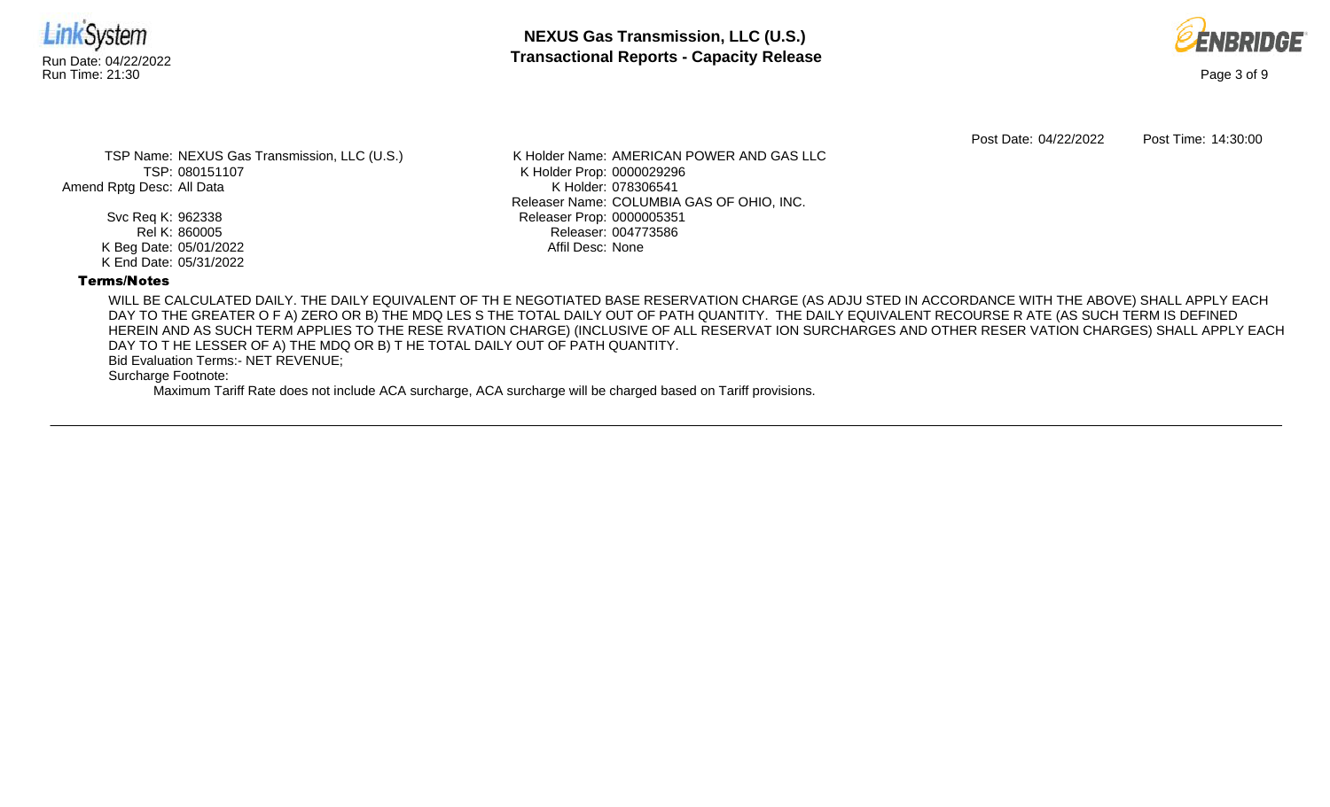Post Date: 04/22/2022 Post Time: 14:30:00

TSP Name: NEXUS Gas Transmission, LLC (U.S.)
TSP: 080151107
Amend Rptg Desc: All Data

Svc Req K: 962338
Rel K: 860005
K Beg Date: 05/01/2022
K End Date: 05/31/2022

K Holder Name: AMERICAN POWER AND GAS LLC
K Holder Prop: 0000029296
K Holder: 078306541
Releaser Name: COLUMBIA GAS OF OHIO, INC.
Releaser Prop: 0000005351
Releaser: 004773586
Affil Desc: None

**Terms/Notes**

WILL BE CALCULATED DAILY. THE DAILY EQUIVALENT OF TH E NEGOTIATED BASE RESERVATION CHARGE (AS ADJU STED IN ACCORDANCE WITH THE ABOVE) SHALL APPLY EACH DAY TO THE GREATER O F A) ZERO OR B) THE MDQ LES S THE TOTAL DAILY OUT OF PATH QUANTITY. THE DAILY EQUIVALENT RECOURSE R ATE (AS SUCH TERM IS DEFINED HEREIN AND AS SUCH TERM APPLIES TO THE RESE RVATION CHARGE) (INCLUSIVE OF ALL RESERVAT ION SURCHARGES AND OTHER RESER VATION CHARGES) SHALL APPLY EACH DAY TO T HE LESSER OF A) THE MDQ OR B) T HE TOTAL DAILY OUT OF PATH QUANTITY.

Bid Evaluation Terms:- NET REVENUE;

Surcharge Footnote:

Maximum Tariff Rate does not include ACA surcharge, ACA surcharge will be charged based on Tariff provisions.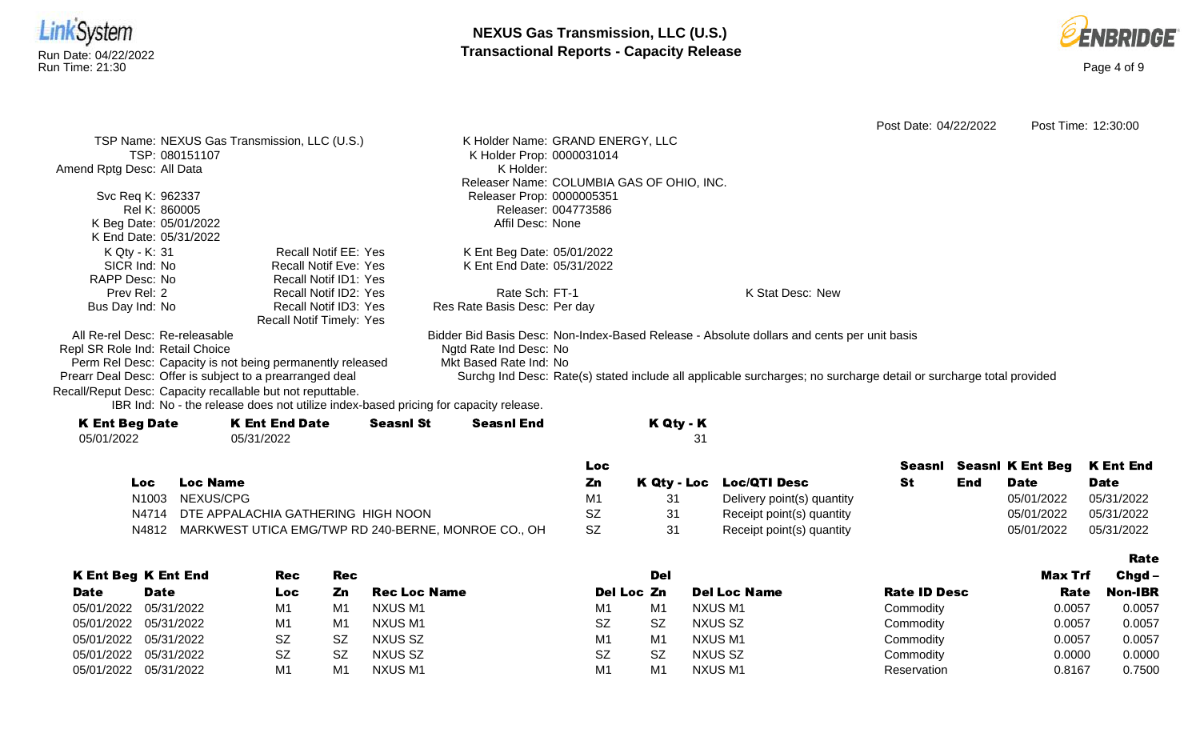# NEXUS Gas Transmission, LLC (U.S.)
## Transactional Reports - Capacity Release

Post Date: 04/22/2022 Post Time: 12:30:00

TSP Name: NEXUS Gas Transmission, LLC (U.S.)
TSP: 080151107
Amend Rptg Desc: All Data

Svc Req K: 962337
Rel K: 860005
K Beg Date: 05/01/2022
K End Date: 05/31/2022
K Qty - K: 31
SICR Ind: No
RAPP Desc: No
Prev Rel: 2
Bus Day Ind: No

Recall Notif EE: Yes
Recall Notif Eve: Yes
Recall Notif ID1: Yes
Recall Notif ID2: Yes
Recall Notif ID3: Yes
Recall Notif Timely: Yes

K Holder Name: GRAND ENERGY, LLC
K Holder Prop: 0000031014
K Holder:
Releaser Name: COLUMBIA GAS OF OHIO, INC.
Releaser Prop: 0000005351
Releaser: 004773586
Affil Desc: None

K Ent Beg Date: 05/01/2022
K Ent End Date: 05/31/2022

Rate Sch: FT-1
Res Rate Basis Desc: Per day

K Stat Desc: New

All Re-rel Desc: Re-releasable
Repl SR Role Ind: Retail Choice
Perm Rel Desc: Capacity is not being permanently released
Prearr Deal Desc: Offer is subject to a prearranged deal
Recall/Reput Desc: Capacity recallable but not reputtable.
IBR Ind: No - the release does not utilize index-based pricing for capacity release.

Bidder Bid Basis Desc: Non-Index-Based Release - Absolute dollars and cents per unit basis
Ngtd Rate Ind Desc: No
Mkt Based Rate Ind: No
Surchg Ind Desc: Rate(s) stated include all applicable surcharges; no surcharge detail or surcharge total provided

| K Ent Beg Date | K Ent End Date | Seasnl St | Seasnl End | K Qty - K |
|---|---|---|---|---|
| 05/01/2022 | 05/31/2022 | | | 31 |

| Loc | Loc Name | Loc Zn | K Qty - Loc | Loc/QTI Desc | Seasnl St | Seasnl End | K Ent Beg Date | K Ent End Date |
|---|---|---|---|---|---|---|---|---|
| N1003 | NEXUS/CPG | M1 | 31 | Delivery point(s) quantity | | | 05/01/2022 | 05/31/2022 |
| N4714 | DTE APPALACHIA GATHERING HIGH NOON | SZ | 31 | Receipt point(s) quantity | | | 05/01/2022 | 05/31/2022 |
| N4812 | MARKWEST UTICA EMG/TWP RD 240-BERNE, MONROE CO., OH | SZ | 31 | Receipt point(s) quantity | | | 05/01/2022 | 05/31/2022 |

| K Ent Beg Date | K Ent End Date | Rec Loc | Rec Zn | Rec Loc Name | Del Loc | Del Zn | Del Loc Name | Rate ID Desc | Max Trf Rate | Rate Chgd – Non-IBR |
|---|---|---|---|---|---|---|---|---|---|---|
| 05/01/2022 | 05/31/2022 | M1 | M1 | NXUS M1 | M1 | M1 | NXUS M1 | Commodity | 0.0057 | 0.0057 |
| 05/01/2022 | 05/31/2022 | M1 | M1 | NXUS M1 | SZ | SZ | NXUS SZ | Commodity | 0.0057 | 0.0057 |
| 05/01/2022 | 05/31/2022 | SZ | SZ | NXUS SZ | M1 | M1 | NXUS M1 | Commodity | 0.0057 | 0.0057 |
| 05/01/2022 | 05/31/2022 | SZ | SZ | NXUS SZ | SZ | SZ | NXUS SZ | Commodity | 0.0000 | 0.0000 |
| 05/01/2022 | 05/31/2022 | M1 | M1 | NXUS M1 | M1 | M1 | NXUS M1 | Reservation | 0.8167 | 0.7500 |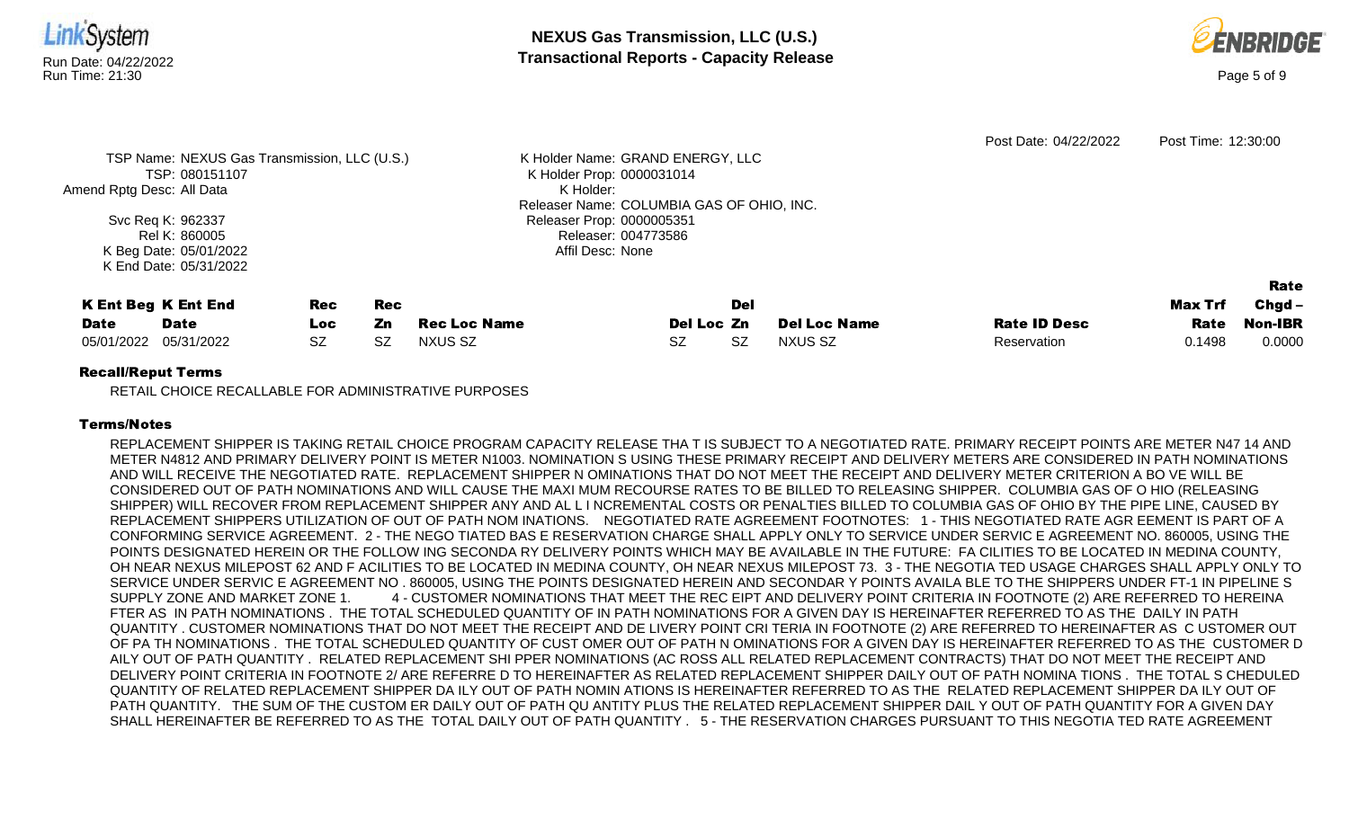Post Date: 04/22/2022 Post Time: 12:30:00

TSP Name: NEXUS Gas Transmission, LLC (U.S.)
TSP: 080151107
Amend Rptg Desc: All Data

Svc Req K: 962337
Rel K: 860005
K Beg Date: 05/01/2022
K End Date: 05/31/2022

K Holder Name: GRAND ENERGY, LLC
K Holder Prop: 0000031014
K Holder:
Releaser Name: COLUMBIA GAS OF OHIO, INC.
Releaser Prop: 0000005351
Releaser: 004773586
Affil Desc: None

| K Ent Beg Date | K Ent End Date | Rec Loc | Rec Zn | Rec Loc Name | Del Loc | Del Zn | Del Loc Name | Rate ID Desc | Max Trf Rate | Rate Chgd – Non-IBR |
|---|---|---|---|---|---|---|---|---|---|---|
| 05/01/2022 | 05/31/2022 | SZ | SZ | NXUS SZ | SZ | SZ | NXUS SZ | Reservation | 0.1498 | 0.0000 |

**Recall/Reput Terms**

RETAIL CHOICE RECALLABLE FOR ADMINISTRATIVE PURPOSES

**Terms/Notes**

REPLACEMENT SHIPPER IS TAKING RETAIL CHOICE PROGRAM CAPACITY RELEASE THA T IS SUBJECT TO A NEGOTIATED RATE. PRIMARY RECEIPT POINTS ARE METER N47 14 AND METER N4812 AND PRIMARY DELIVERY POINT IS METER N1003. NOMINATION S USING THESE PRIMARY RECEIPT AND DELIVERY METERS ARE CONSIDERED IN PATH NOMINATIONS AND WILL RECEIVE THE NEGOTIATED RATE. REPLACEMENT SHIPPER N OMINATIONS THAT DO NOT MEET THE RECEIPT AND DELIVERY METER CRITERION A BO VE WILL BE CONSIDERED OUT OF PATH NOMINATIONS AND WILL CAUSE THE MAXI MUM RECOURSE RATES TO BE BILLED TO RELEASING SHIPPER. COLUMBIA GAS OF O HIO (RELEASING SHIPPER) WILL RECOVER FROM REPLACEMENT SHIPPER ANY AND AL L I NCREMENTAL COSTS OR PENALTIES BILLED TO COLUMBIA GAS OF OHIO BY THE PIPE LINE, CAUSED BY REPLACEMENT SHIPPERS UTILIZATION OF OUT OF PATH NOM INATIONS. NEGOTIATED RATE AGREEMENT FOOTNOTES: 1 - THIS NEGOTIATED RATE AGR EEMENT IS PART OF A CONFORMING SERVICE AGREEMENT. 2 - THE NEGO TIATED BAS E RESERVATION CHARGE SHALL APPLY ONLY TO SERVICE UNDER SERVIC E AGREEMENT NO. 860005, USING THE POINTS DESIGNATED HEREIN OR THE FOLLOW ING SECONDA RY DELIVERY POINTS WHICH MAY BE AVAILABLE IN THE FUTURE: FA CILITIES TO BE LOCATED IN MEDINA COUNTY, OH NEAR NEXUS MILEPOST 62 AND F ACILITIES TO BE LOCATED IN MEDINA COUNTY, OH NEAR NEXUS MILEPOST 73. 3 - THE NEGOTIA TED USAGE CHARGES SHALL APPLY ONLY TO SERVICE UNDER SERVIC E AGREEMENT NO . 860005, USING THE POINTS DESIGNATED HEREIN AND SECONDAR Y POINTS AVAILA BLE TO THE SHIPPERS UNDER FT-1 IN PIPELINE S SUPPLY ZONE AND MARKET ZONE 1. 4 - CUSTOMER NOMINATIONS THAT MEET THE REC EIPT AND DELIVERY POINT CRITERIA IN FOOTNOTE (2) ARE REFERRED TO HEREINA FTER AS IN PATH NOMINATIONS . THE TOTAL SCHEDULED QUANTITY OF IN PATH NOMINATIONS FOR A GIVEN DAY IS HEREINAFTER REFERRED TO AS THE DAILY IN PATH QUANTITY . CUSTOMER NOMINATIONS THAT DO NOT MEET THE RECEIPT AND DE LIVERY POINT CRI TERIA IN FOOTNOTE (2) ARE REFERRED TO HEREINAFTER AS C USTOMER OUT OF PA TH NOMINATIONS . THE TOTAL SCHEDULED QUANTITY OF CUST OMER OUT OF PATH N OMINATIONS FOR A GIVEN DAY IS HEREINAFTER REFERRED TO AS THE CUSTOMER D AILY OUT OF PATH QUANTITY . RELATED REPLACEMENT SHI PPER NOMINATIONS (AC ROSS ALL RELATED REPLACEMENT CONTRACTS) THAT DO NOT MEET THE RECEIPT AND DELIVERY POINT CRITERIA IN FOOTNOTE 2/ ARE REFERRE D TO HEREINAFTER AS RELATED REPLACEMENT SHIPPER DAILY OUT OF PATH NOMINA TIONS . THE TOTAL S CHEDULED QUANTITY OF RELATED REPLACEMENT SHIPPER DA ILY OUT OF PATH NOMIN ATIONS IS HEREINAFTER REFERRED TO AS THE RELATED REPLACEMENT SHIPPER DA ILY OUT OF PATH QUANTITY. THE SUM OF THE CUSTOM ER DAILY OUT OF PATH QU ANTITY PLUS THE RELATED REPLACEMENT SHIPPER DAIL Y OUT OF PATH QUANTITY FOR A GIVEN DAY SHALL HEREINAFTER BE REFERRED TO AS THE TOTAL DAILY OUT OF PATH QUANTITY . 5 - THE RESERVATION CHARGES PURSUANT TO THIS NEGOTIA TED RATE AGREEMENT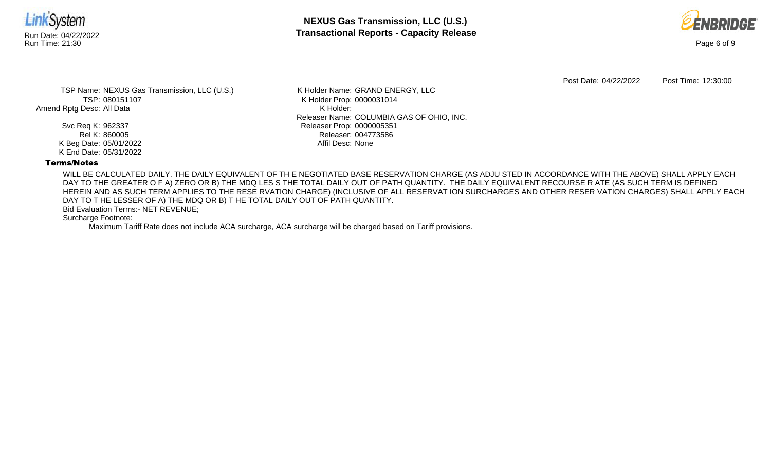Post Date: 04/22/2022 Post Time: 12:30:00

TSP Name: NEXUS Gas Transmission, LLC (U.S.)
TSP: 080151107
Amend Rptg Desc: All Data

Svc Req K: 962337
Rel K: 860005
K Beg Date: 05/01/2022
K End Date: 05/31/2022

K Holder Name: GRAND ENERGY, LLC
K Holder Prop: 0000031014
K Holder:
Releaser Name: COLUMBIA GAS OF OHIO, INC.
Releaser Prop: 0000005351
Releaser: 004773586
Affil Desc: None

**Terms/Notes**

WILL BE CALCULATED DAILY. THE DAILY EQUIVALENT OF TH E NEGOTIATED BASE RESERVATION CHARGE (AS ADJU STED IN ACCORDANCE WITH THE ABOVE) SHALL APPLY EACH DAY TO THE GREATER O F A) ZERO OR B) THE MDQ LES S THE TOTAL DAILY OUT OF PATH QUANTITY. THE DAILY EQUIVALENT RECOURSE R ATE (AS SUCH TERM IS DEFINED HEREIN AND AS SUCH TERM APPLIES TO THE RESE RVATION CHARGE) (INCLUSIVE OF ALL RESERVAT ION SURCHARGES AND OTHER RESER VATION CHARGES) SHALL APPLY EACH DAY TO T HE LESSER OF A) THE MDQ OR B) T HE TOTAL DAILY OUT OF PATH QUANTITY.

Bid Evaluation Terms:- NET REVENUE;

Surcharge Footnote:

Maximum Tariff Rate does not include ACA surcharge, ACA surcharge will be charged based on Tariff provisions.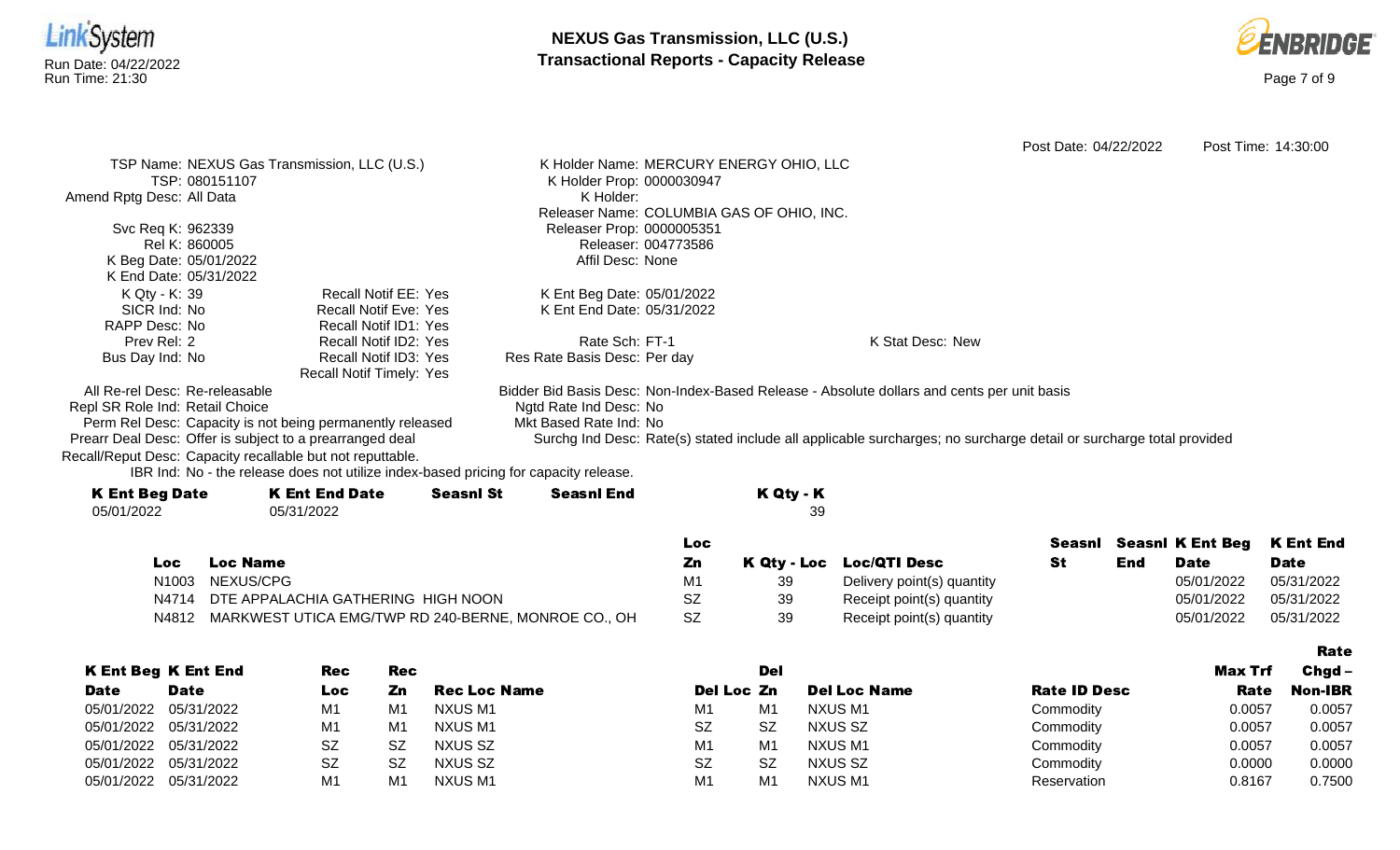# NEXUS Gas Transmission, LLC (U.S.)
## Transactional Reports - Capacity Release

Run Date: 04/22/2022
Run Time: 21:30

Post Date: 04/22/2022 Post Time: 14:30:00

TSP Name: NEXUS Gas Transmission, LLC (U.S.)
TSP: 080151107
Amend Rptg Desc: All Data

Svc Req K: 962339
Rel K: 860005
K Beg Date: 05/01/2022
K End Date: 05/31/2022
K Qty - K: 39
SICR Ind: No
RAPP Desc: No
Prev Rel: 2
Bus Day Ind: No

Recall Notif EE: Yes
Recall Notif Eve: Yes
Recall Notif ID1: Yes
Recall Notif ID2: Yes
Recall Notif ID3: Yes
Recall Notif Timely: Yes

K Holder Name: MERCURY ENERGY OHIO, LLC
K Holder Prop: 0000030947
K Holder:
Releaser Name: COLUMBIA GAS OF OHIO, INC.
Releaser Prop: 0000005351
Releaser: 004773586
Affil Desc: None

K Ent Beg Date: 05/01/2022
K Ent End Date: 05/31/2022

Rate Sch: FT-1
Res Rate Basis Desc: Per day

K Stat Desc: New

All Re-rel Desc: Re-releasable
Repl SR Role Ind: Retail Choice
Perm Rel Desc: Capacity is not being permanently released
Prearr Deal Desc: Offer is subject to a prearranged deal
Recall/Reput Desc: Capacity recallable but not reputtable.
IBR Ind: No - the release does not utilize index-based pricing for capacity release.

Bidder Bid Basis Desc: Non-Index-Based Release - Absolute dollars and cents per unit basis
Ngtd Rate Ind Desc: No
Mkt Based Rate Ind: No
Surchg Ind Desc: Rate(s) stated include all applicable surcharges; no surcharge detail or surcharge total provided

| K Ent Beg Date | K Ent End Date | Seasnl St | Seasnl End | K Qty - K |
|---|---|---|---|---|
| 05/01/2022 | 05/31/2022 | | | 39 |

| Loc | Loc Name | Loc Zn | K Qty - Loc | Loc/QTI Desc | Seasnl St | Seasnl End | K Ent Beg Date | K Ent End Date |
|---|---|---|---|---|---|---|---|---|
| N1003 | NEXUS/CPG | M1 | 39 | Delivery point(s) quantity | | | 05/01/2022 | 05/31/2022 |
| N4714 | DTE APPALACHIA GATHERING HIGH NOON | SZ | 39 | Receipt point(s) quantity | | | 05/01/2022 | 05/31/2022 |
| N4812 | MARKWEST UTICA EMG/TWP RD 240-BERNE, MONROE CO., OH | SZ | 39 | Receipt point(s) quantity | | | 05/01/2022 | 05/31/2022 |

| K Ent Beg Date | K Ent End Date | Rec Loc | Rec Zn | Rec Loc Name | Del Loc | Del Zn | Del Loc Name | Rate ID Desc | Max Trf Rate | Rate Chgd – Non-IBR |
|---|---|---|---|---|---|---|---|---|---|---|
| 05/01/2022 | 05/31/2022 | M1 | M1 | NXUS M1 | M1 | M1 | NXUS M1 | Commodity | 0.0057 | 0.0057 |
| 05/01/2022 | 05/31/2022 | M1 | M1 | NXUS M1 | SZ | SZ | NXUS SZ | Commodity | 0.0057 | 0.0057 |
| 05/01/2022 | 05/31/2022 | SZ | SZ | NXUS SZ | M1 | M1 | NXUS M1 | Commodity | 0.0057 | 0.0057 |
| 05/01/2022 | 05/31/2022 | SZ | SZ | NXUS SZ | SZ | SZ | NXUS SZ | Commodity | 0.0000 | 0.0000 |
| 05/01/2022 | 05/31/2022 | M1 | M1 | NXUS M1 | M1 | M1 | NXUS M1 | Reservation | 0.8167 | 0.7500 |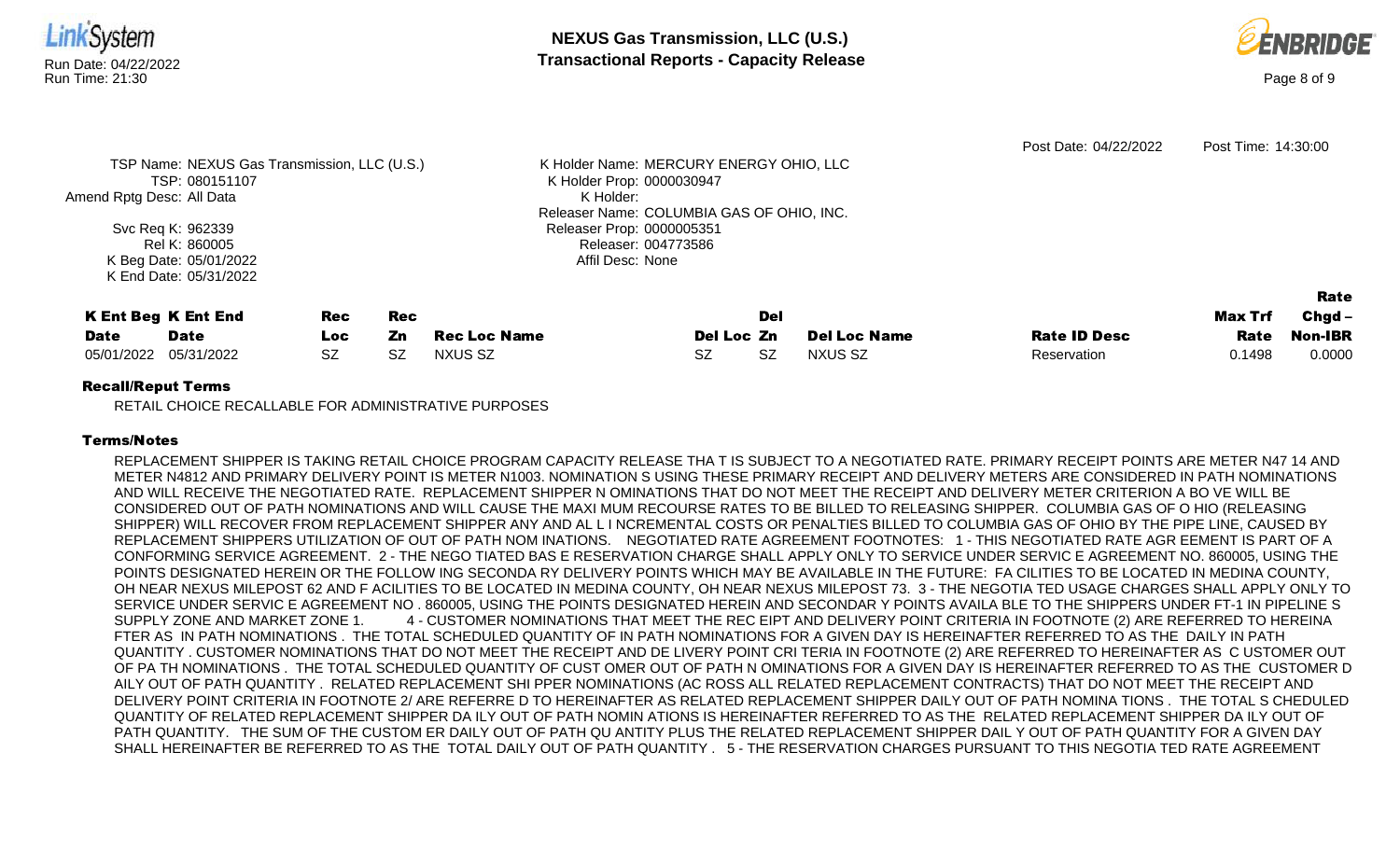Post Date: 04/22/2022 Post Time: 14:30:00

TSP Name: NEXUS Gas Transmission, LLC (U.S.)
TSP: 080151107
Amend Rptg Desc: All Data
Svc Req K: 962339
Rel K: 860005
K Beg Date: 05/01/2022
K End Date: 05/31/2022

K Holder Name: MERCURY ENERGY OHIO, LLC
K Holder Prop: 0000030947
K Holder:
Releaser Name: COLUMBIA GAS OF OHIO, INC.
Releaser Prop: 0000005351
Releaser: 004773586
Affil Desc: None

| K Ent Beg Date | K Ent End Date | Rec Loc | Rec Zn | Rec Loc Name | Del Loc | Del Zn | Del Loc Name | Rate ID Desc | Max Trf Rate | Rate Chgd – Non-IBR |
|---|---|---|---|---|---|---|---|---|---|---|
| 05/01/2022 | 05/31/2022 | SZ | SZ | NXUS SZ | SZ | SZ | NXUS SZ | Reservation | 0.1498 | 0.0000 |

**Recall/Reput Terms**

RETAIL CHOICE RECALLABLE FOR ADMINISTRATIVE PURPOSES

**Terms/Notes**

REPLACEMENT SHIPPER IS TAKING RETAIL CHOICE PROGRAM CAPACITY RELEASE THA T IS SUBJECT TO A NEGOTIATED RATE. PRIMARY RECEIPT POINTS ARE METER N47 14 AND METER N4812 AND PRIMARY DELIVERY POINT IS METER N1003. NOMINATION S USING THESE PRIMARY RECEIPT AND DELIVERY METERS ARE CONSIDERED IN PATH NOMINATIONS AND WILL RECEIVE THE NEGOTIATED RATE. REPLACEMENT SHIPPER N OMINATIONS THAT DO NOT MEET THE RECEIPT AND DELIVERY METER CRITERION A BO VE WILL BE CONSIDERED OUT OF PATH NOMINATIONS AND WILL CAUSE THE MAXI MUM RECOURSE RATES TO BE BILLED TO RELEASING SHIPPER. COLUMBIA GAS OF O HIO (RELEASING SHIPPER) WILL RECOVER FROM REPLACEMENT SHIPPER ANY AND AL L I NCREMENTAL COSTS OR PENALTIES BILLED TO COLUMBIA GAS OF OHIO BY THE PIPE LINE, CAUSED BY REPLACEMENT SHIPPERS UTILIZATION OF OUT OF PATH NOM INATIONS. NEGOTIATED RATE AGREEMENT FOOTNOTES: 1 - THIS NEGOTIATED RATE AGR EEMENT IS PART OF A CONFORMING SERVICE AGREEMENT. 2 - THE NEGO TIATED BAS E RESERVATION CHARGE SHALL APPLY ONLY TO SERVICE UNDER SERVIC E AGREEMENT NO. 860005, USING THE POINTS DESIGNATED HEREIN OR THE FOLLOW ING SECONDA RY DELIVERY POINTS WHICH MAY BE AVAILABLE IN THE FUTURE: FA CILITIES TO BE LOCATED IN MEDINA COUNTY, OH NEAR NEXUS MILEPOST 62 AND F ACILITIES TO BE LOCATED IN MEDINA COUNTY, OH NEAR NEXUS MILEPOST 73. 3 - THE NEGOTIA TED USAGE CHARGES SHALL APPLY ONLY TO SERVICE UNDER SERVIC E AGREEMENT NO . 860005, USING THE POINTS DESIGNATED HEREIN AND SECONDAR Y POINTS AVAILA BLE TO THE SHIPPERS UNDER FT-1 IN PIPELINE S SUPPLY ZONE AND MARKET ZONE 1. 4 - CUSTOMER NOMINATIONS THAT MEET THE REC EIPT AND DELIVERY POINT CRITERIA IN FOOTNOTE (2) ARE REFERRED TO HEREINA FTER AS IN PATH NOMINATIONS . THE TOTAL SCHEDULED QUANTITY OF IN PATH NOMINATIONS FOR A GIVEN DAY IS HEREINAFTER REFERRED TO AS THE DAILY IN PATH QUANTITY . CUSTOMER NOMINATIONS THAT DO NOT MEET THE RECEIPT AND DE LIVERY POINT CRI TERIA IN FOOTNOTE (2) ARE REFERRED TO HEREINAFTER AS C USTOMER OUT OF PA TH NOMINATIONS . THE TOTAL SCHEDULED QUANTITY OF CUST OMER OUT OF PATH N OMINATIONS FOR A GIVEN DAY IS HEREINAFTER REFERRED TO AS THE CUSTOMER D AILY OUT OF PATH QUANTITY . RELATED REPLACEMENT SHI PPER NOMINATIONS (AC ROSS ALL RELATED REPLACEMENT CONTRACTS) THAT DO NOT MEET THE RECEIPT AND DELIVERY POINT CRITERIA IN FOOTNOTE 2/ ARE REFERRE D TO HEREINAFTER AS RELATED REPLACEMENT SHIPPER DAILY OUT OF PATH NOMINA TIONS . THE TOTAL S CHEDULED QUANTITY OF RELATED REPLACEMENT SHIPPER DA ILY OUT OF PATH NOMIN ATIONS IS HEREINAFTER REFERRED TO AS THE RELATED REPLACEMENT SHIPPER DA ILY OUT OF PATH QUANTITY. THE SUM OF THE CUSTOM ER DAILY OUT OF PATH QU ANTITY PLUS THE RELATED REPLACEMENT SHIPPER DAIL Y OUT OF PATH QUANTITY FOR A GIVEN DAY SHALL HEREINAFTER BE REFERRED TO AS THE TOTAL DAILY OUT OF PATH QUANTITY . 5 - THE RESERVATION CHARGES PURSUANT TO THIS NEGOTIA TED RATE AGREEMENT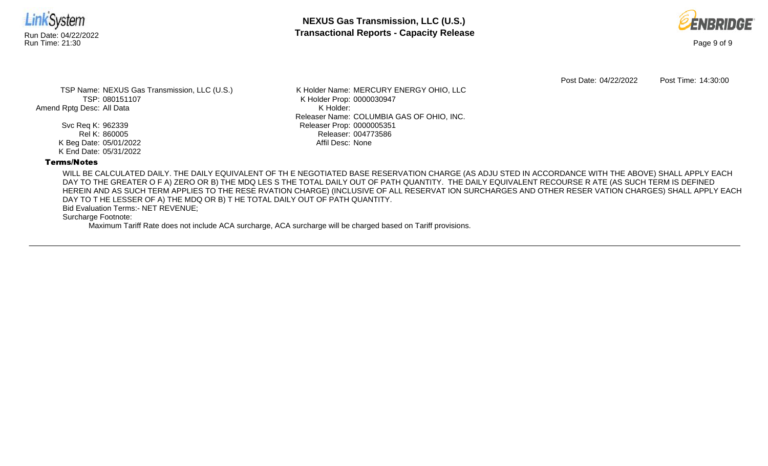Post Date: 04/22/2022 Post Time: 14:30:00

TSP Name: NEXUS Gas Transmission, LLC (U.S.)
TSP: 080151107
Amend Rptg Desc: All Data

Svc Req K: 962339
Rel K: 860005
K Beg Date: 05/01/2022
K End Date: 05/31/2022

K Holder Name: MERCURY ENERGY OHIO, LLC
K Holder Prop: 0000030947
K Holder:
Releaser Name: COLUMBIA GAS OF OHIO, INC.
Releaser Prop: 0000005351
Releaser: 004773586
Affil Desc: None

**Terms/Notes**

WILL BE CALCULATED DAILY. THE DAILY EQUIVALENT OF TH E NEGOTIATED BASE RESERVATION CHARGE (AS ADJU STED IN ACCORDANCE WITH THE ABOVE) SHALL APPLY EACH DAY TO THE GREATER O F A) ZERO OR B) THE MDQ LES S THE TOTAL DAILY OUT OF PATH QUANTITY. THE DAILY EQUIVALENT RECOURSE R ATE (AS SUCH TERM IS DEFINED HEREIN AND AS SUCH TERM APPLIES TO THE RESE RVATION CHARGE) (INCLUSIVE OF ALL RESERVAT ION SURCHARGES AND OTHER RESER VATION CHARGES) SHALL APPLY EACH DAY TO T HE LESSER OF A) THE MDQ OR B) T HE TOTAL DAILY OUT OF PATH QUANTITY.

Bid Evaluation Terms:- NET REVENUE;

Surcharge Footnote:

Maximum Tariff Rate does not include ACA surcharge, ACA surcharge will be charged based on Tariff provisions.